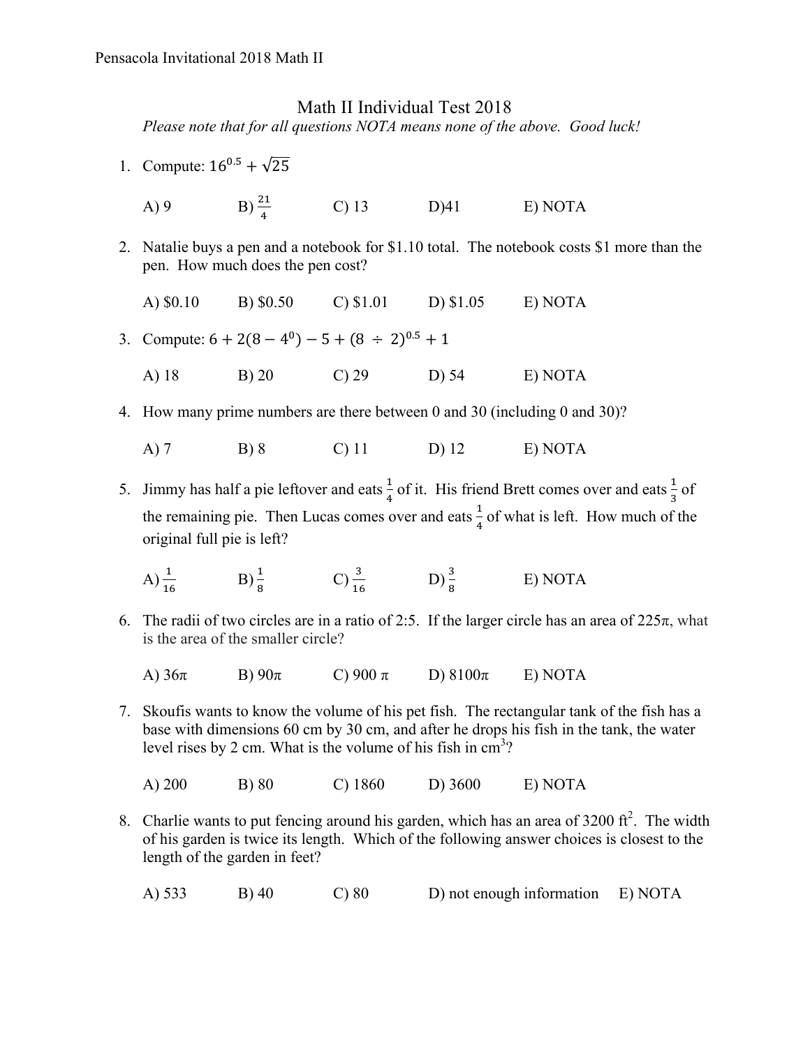# Math II Individual Test 2018

*Please note that for all questions NOTA means none of the above. Good luck!*

1. Compute: $16^{0.5} + \sqrt{25}$

   A) 9　　B) $\frac{21}{4}$　　C) 13　　D)41　　E) NOTA

2. Natalie buys a pen and a notebook for \$1.10 total. The notebook costs \$1 more than the pen. How much does the pen cost?

   A) \$0.10　　B) \$0.50　　C) \$1.01　　D) \$1.05　　E) NOTA

3. Compute: $6 + 2(8 - 4^0) - 5 + (8 \div 2)^{0.5} + 1$

   A) 18　　B) 20　　C) 29　　D) 54　　E) NOTA

4. How many prime numbers are there between 0 and 30 (including 0 and 30)?

   A) 7　　B) 8　　C) 11　　D) 12　　E) NOTA

5. Jimmy has half a pie leftover and eats $\frac{1}{4}$ of it. His friend Brett comes over and eats $\frac{1}{3}$ of the remaining pie. Then Lucas comes over and eats $\frac{1}{4}$ of what is left. How much of the original full pie is left?

   A) $\frac{1}{16}$　　B) $\frac{1}{8}$　　C) $\frac{3}{16}$　　D) $\frac{3}{8}$　　E) NOTA

6. The radii of two circles are in a ratio of 2:5. If the larger circle has an area of $225\pi$, what is the area of the smaller circle?

   A) $36\pi$　　B) $90\pi$　　C) $900\pi$　　D) $8100\pi$　　E) NOTA

7. Skoufis wants to know the volume of his pet fish. The rectangular tank of the fish has a base with dimensions 60 cm by 30 cm, and after he drops his fish in the tank, the water level rises by 2 cm. What is the volume of his fish in $\text{cm}^3$?

   A) 200　　B) 80　　C) 1860　　D) 3600　　E) NOTA

8. Charlie wants to put fencing around his garden, which has an area of 3200 $\text{ft}^2$. The width of his garden is twice its length. Which of the following answer choices is closest to the length of the garden in feet?

   A) 533　　B) 40　　C) 80　　D) not enough information　　E) NOTA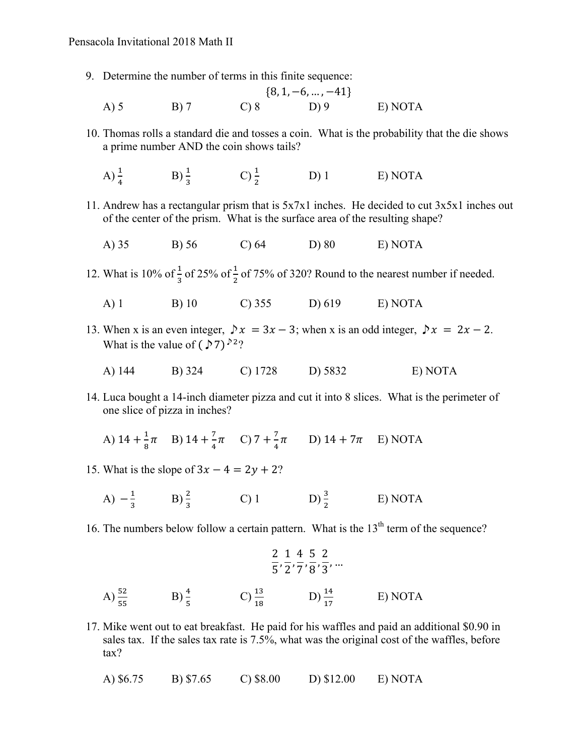9. Determine the number of terms in this finite sequence:

$$\{8, 1, -6, \dots, -41\}$$

A) 5 B) 7 C) 8 D) 9 E) NOTA

10. Thomas rolls a standard die and tosses a coin. What is the probability that the die shows a prime number AND the coin shows tails?

A) $\frac{1}{4}$ B) $\frac{1}{3}$ C) $\frac{1}{2}$ D) 1 E) NOTA

11. Andrew has a rectangular prism that is 5x7x1 inches. He decided to cut 3x5x1 inches out of the center of the prism. What is the surface area of the resulting shape?

A) 35 B) 56 C) 64 D) 80 E) NOTA

12. What is 10% of $\frac{1}{3}$ of 25% of $\frac{1}{2}$ of 75% of 320? Round to the nearest number if needed.

A) 1 B) 10 C) 355 D) 619 E) NOTA

13. When x is an even integer, $♪x = 3x - 3$; when x is an odd integer, $♪x = 2x - 2$. What is the value of $(♪7)^{♪2}$?

A) 144 B) 324 C) 1728 D) 5832 E) NOTA

14. Luca bought a 14-inch diameter pizza and cut it into 8 slices. What is the perimeter of one slice of pizza in inches?

A) $14 + \frac{1}{8}\pi$ B) $14 + \frac{7}{4}\pi$ C) $7 + \frac{7}{4}\pi$ D) $14 + 7\pi$ E) NOTA

15. What is the slope of $3x - 4 = 2y + 2$?

A) $-\frac{1}{3}$ B) $\frac{2}{3}$ C) 1 D) $\frac{3}{2}$ E) NOTA

16. The numbers below follow a certain pattern. What is the 13th term of the sequence?

$$\frac{2}{5}, \frac{1}{2}, \frac{4}{7}, \frac{5}{8}, \frac{2}{3}, \dots$$

A) $\frac{52}{55}$ B) $\frac{4}{5}$ C) $\frac{13}{18}$ D) $\frac{14}{17}$ E) NOTA

17. Mike went out to eat breakfast. He paid for his waffles and paid an additional \$0.90 in sales tax. If the sales tax rate is 7.5%, what was the original cost of the waffles, before tax?

A) \$6.75 B) \$7.65 C) \$8.00 D) \$12.00 E) NOTA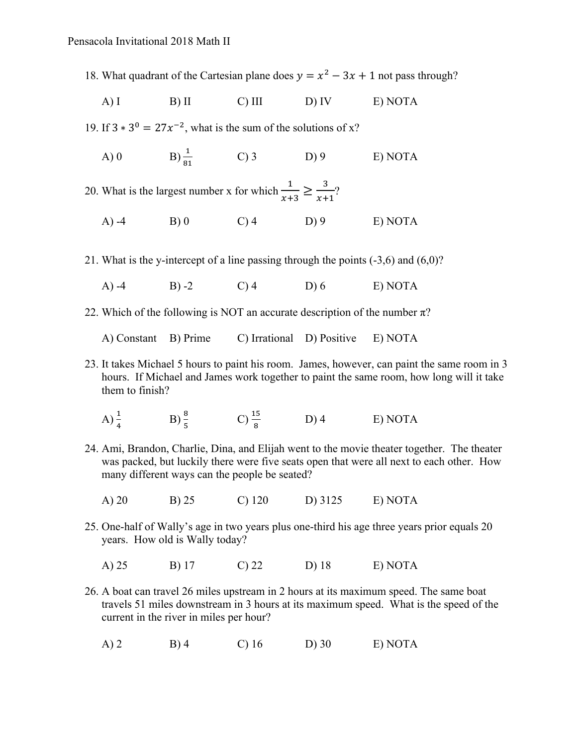18. What quadrant of the Cartesian plane does $y = x^2 - 3x + 1$ not pass through?

    A) I B) II C) III D) IV E) NOTA

19. If $3 * 3^0 = 27x^{-2}$, what is the sum of the solutions of x?

    A) 0 B) $\frac{1}{81}$ C) 3 D) 9 E) NOTA

20. What is the largest number x for which $\frac{1}{x+3} \geq \frac{3}{x+1}$?

    A) -4 B) 0 C) 4 D) 9 E) NOTA

21. What is the y-intercept of a line passing through the points (-3,6) and (6,0)?

    A) -4 B) -2 C) 4 D) 6 E) NOTA

22. Which of the following is NOT an accurate description of the number π?

    A) Constant B) Prime C) Irrational D) Positive E) NOTA

23. It takes Michael 5 hours to paint his room. James, however, can paint the same room in 3 hours. If Michael and James work together to paint the same room, how long will it take them to finish?

    A) $\frac{1}{4}$ B) $\frac{8}{5}$ C) $\frac{15}{8}$ D) 4 E) NOTA

24. Ami, Brandon, Charlie, Dina, and Elijah went to the movie theater together. The theater was packed, but luckily there were five seats open that were all next to each other. How many different ways can the people be seated?

    A) 20 B) 25 C) 120 D) 3125 E) NOTA

25. One-half of Wally's age in two years plus one-third his age three years prior equals 20 years. How old is Wally today?

    A) 25 B) 17 C) 22 D) 18 E) NOTA

26. A boat can travel 26 miles upstream in 2 hours at its maximum speed. The same boat travels 51 miles downstream in 3 hours at its maximum speed. What is the speed of the current in the river in miles per hour?

    A) 2 B) 4 C) 16 D) 30 E) NOTA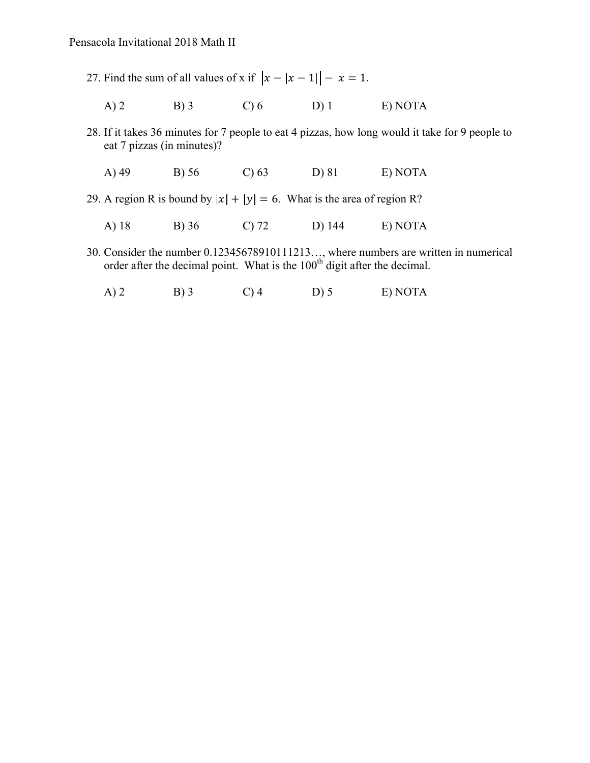27. Find the sum of all values of x if $|x - |x - 1|| - x = 1$.

 A) 2  B) 3  C) 6  D) 1  E) NOTA

28. If it takes 36 minutes for 7 people to eat 4 pizzas, how long would it take for 9 people to eat 7 pizzas (in minutes)?

 A) 49  B) 56  C) 63  D) 81  E) NOTA

29. A region R is bound by $|x| + |y| = 6$. What is the area of region R?

 A) 18  B) 36  C) 72  D) 144  E) NOTA

30. Consider the number 0.12345678910111213…, where numbers are written in numerical order after the decimal point. What is the 100th digit after the decimal.

 A) 2  B) 3  C) 4  D) 5  E) NOTA